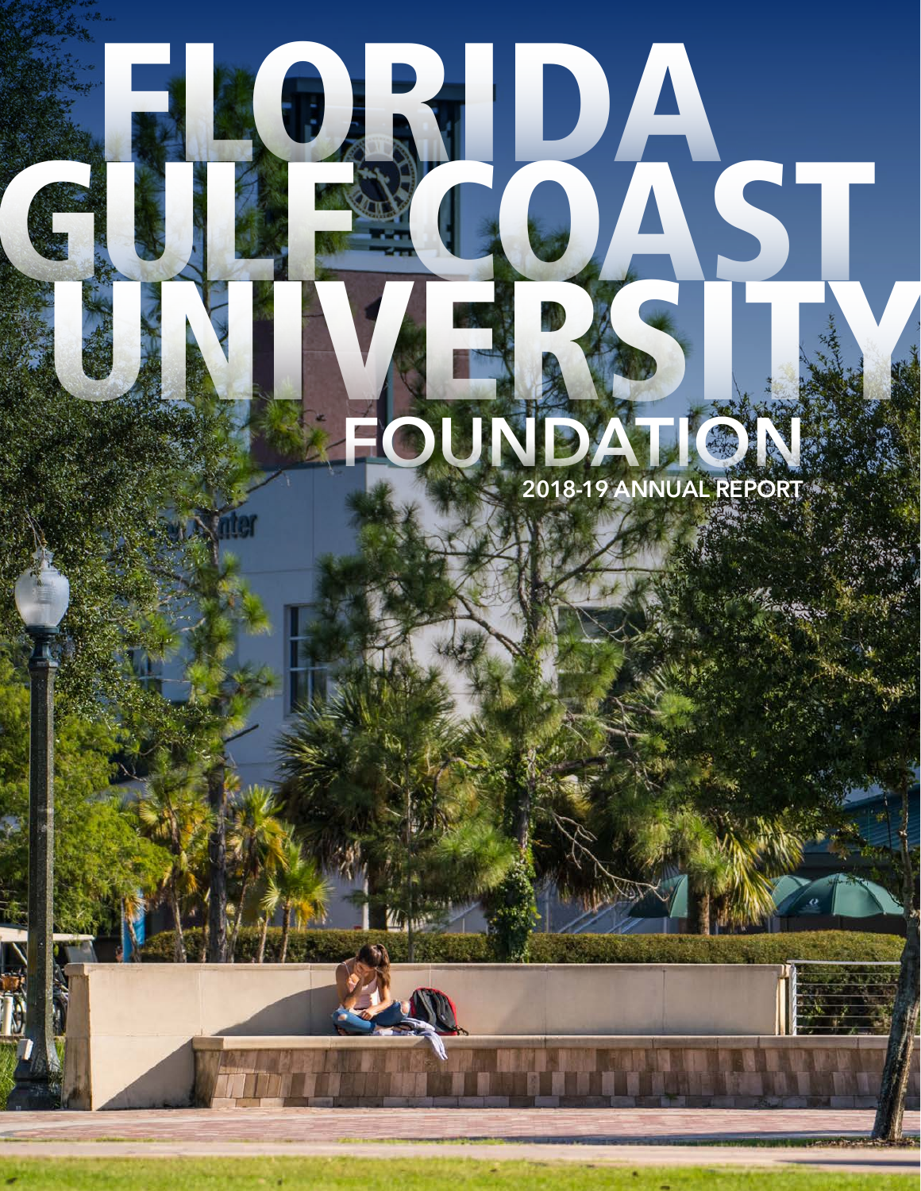# FLORIDA GULF COAST UNIVERSITY FOUNDATION

## 2018-19 ANNUAL REPORT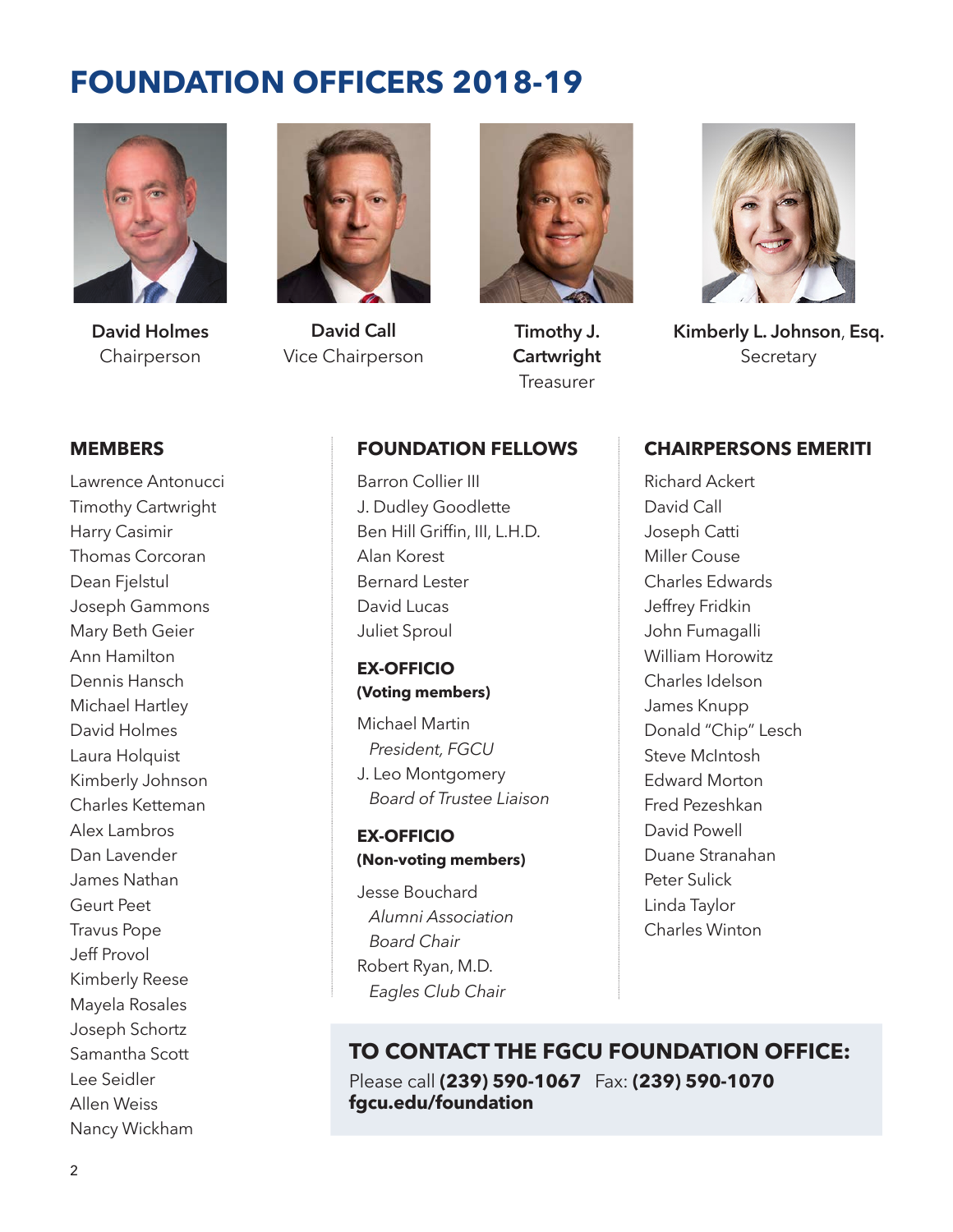# FOUNDATION OFFICERS 2018-19

**David Holmes**
Chairperson

**David Call**
Vice Chairperson

**Timothy J. Cartwright**
Treasurer

**Kimberly L. Johnson, Esq.**
Secretary

## MEMBERS

Lawrence Antonucci
Timothy Cartwright
Harry Casimir
Thomas Corcoran
Dean Fjelstul
Joseph Gammons
Mary Beth Geier
Ann Hamilton
Dennis Hansch
Michael Hartley
David Holmes
Laura Holquist
Kimberly Johnson
Charles Ketteman
Alex Lambros
Dan Lavender
James Nathan
Geurt Peet
Travus Pope
Jeff Provol
Kimberly Reese
Mayela Rosales
Joseph Schortz
Samantha Scott
Lee Seidler
Allen Weiss
Nancy Wickham

## FOUNDATION FELLOWS

Barron Collier III
J. Dudley Goodlette
Ben Hill Griffin, III, L.H.D.
Alan Korest
Bernard Lester
David Lucas
Juliet Sproul

### EX-OFFICIO (Voting members)

Michael Martin
*President, FGCU*
J. Leo Montgomery
*Board of Trustee Liaison*

### EX-OFFICIO (Non-voting members)

Jesse Bouchard
*Alumni Association Board Chair*
Robert Ryan, M.D.
*Eagles Club Chair*

## CHAIRPERSONS EMERITI

Richard Ackert
David Call
Joseph Catti
Miller Couse
Charles Edwards
Jeffrey Fridkin
John Fumagalli
William Horowitz
Charles Idelson
James Knupp
Donald "Chip" Lesch
Steve McIntosh
Edward Morton
Fred Pezeshkan
David Powell
Duane Stranahan
Peter Sulick
Linda Taylor
Charles Winton

## TO CONTACT THE FGCU FOUNDATION OFFICE:

Please call **(239) 590-1067** Fax: **(239) 590-1070**
**fgcu.edu/foundation**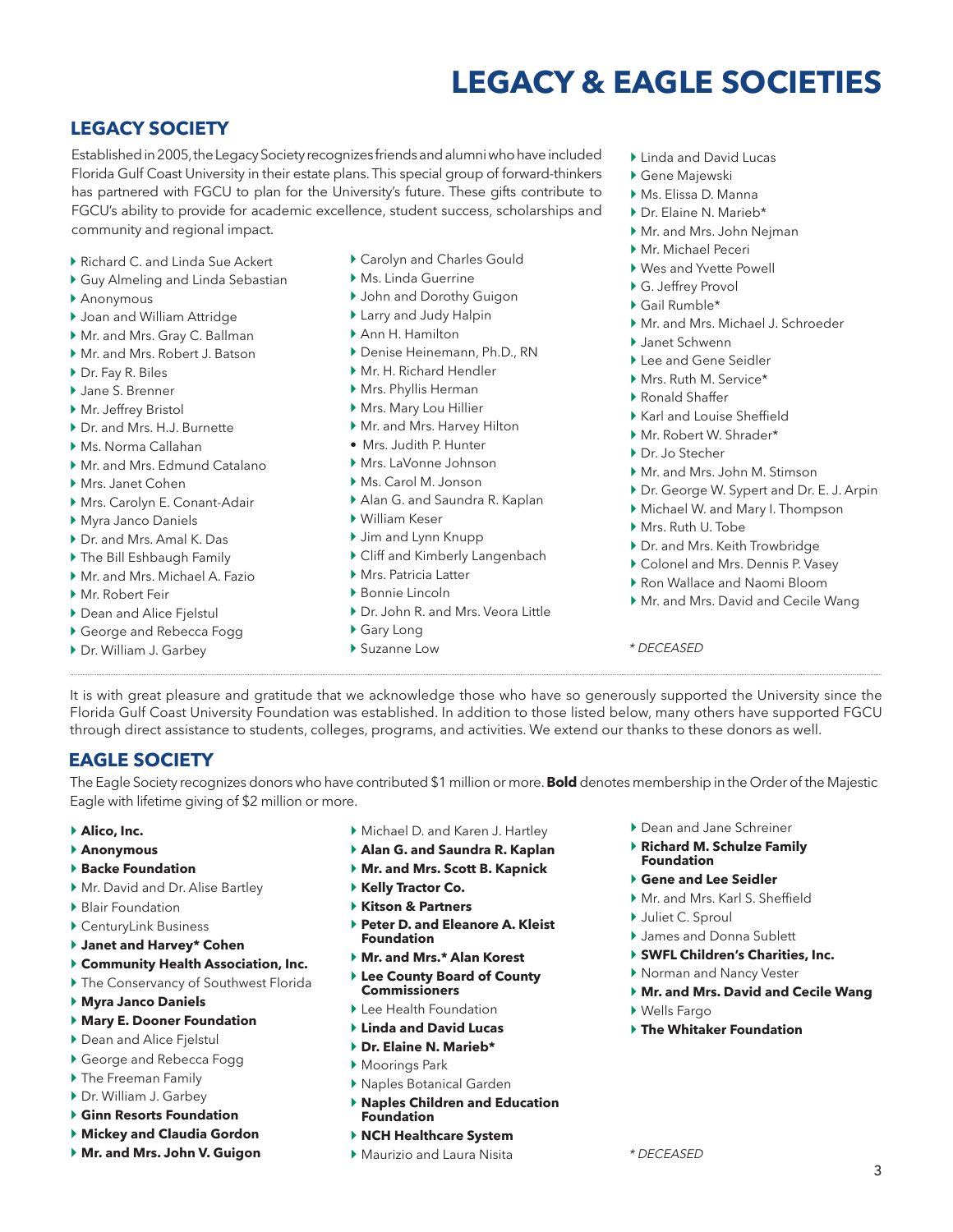# LEGACY & EAGLE SOCIETIES

## LEGACY SOCIETY

Established in 2005, the Legacy Society recognizes friends and alumni who have included Florida Gulf Coast University in their estate plans. This special group of forward-thinkers has partnered with FGCU to plan for the University's future. These gifts contribute to FGCU's ability to provide for academic excellence, student success, scholarships and community and regional impact.

- Richard C. and Linda Sue Ackert
- Guy Almeling and Linda Sebastian
- Anonymous
- Joan and William Attridge
- Mr. and Mrs. Gray C. Ballman
- Mr. and Mrs. Robert J. Batson
- Dr. Fay R. Biles
- Jane S. Brenner
- Mr. Jeffrey Bristol
- Dr. and Mrs. H.J. Burnette
- Ms. Norma Callahan
- Mr. and Mrs. Edmund Catalano
- Mrs. Janet Cohen
- Mrs. Carolyn E. Conant-Adair
- Myra Janco Daniels
- Dr. and Mrs. Amal K. Das
- The Bill Eshbaugh Family
- Mr. and Mrs. Michael A. Fazio
- Mr. Robert Feir
- Dean and Alice Fjelstul
- George and Rebecca Fogg
- Dr. William J. Garbey
- Carolyn and Charles Gould
- Ms. Linda Guerrine
- John and Dorothy Guigon
- Larry and Judy Halpin
- Ann H. Hamilton
- Denise Heinemann, Ph.D., RN
- Mr. H. Richard Hendler
- Mrs. Phyllis Herman
- Mrs. Mary Lou Hillier
- Mr. and Mrs. Harvey Hilton
- Mrs. Judith P. Hunter
- Mrs. LaVonne Johnson
- Ms. Carol M. Jonson
- Alan G. and Saundra R. Kaplan
- William Keser
- Jim and Lynn Knupp
- Cliff and Kimberly Langenbach
- Mrs. Patricia Latter
- Bonnie Lincoln
- Dr. John R. and Mrs. Veora Little
- Gary Long
- Suzanne Low
- Linda and David Lucas
- Gene Majewski
- Ms. Elissa D. Manna
- Dr. Elaine N. Marieb*
- Mr. and Mrs. John Nejman
- Mr. Michael Peceri
- Wes and Yvette Powell
- G. Jeffrey Provol
- Gail Rumble*
- Mr. and Mrs. Michael J. Schroeder
- Janet Schwenn
- Lee and Gene Seidler
- Mrs. Ruth M. Service*
- Ronald Shaffer
- Karl and Louise Sheffield
- Mr. Robert W. Shrader*
- Dr. Jo Stecher
- Mr. and Mrs. John M. Stimson
- Dr. George W. Sypert and Dr. E. J. Arpin
- Michael W. and Mary I. Thompson
- Mrs. Ruth U. Tobe
- Dr. and Mrs. Keith Trowbridge
- Colonel and Mrs. Dennis P. Vasey
- Ron Wallace and Naomi Bloom
- Mr. and Mrs. David and Cecile Wang

*\* DECEASED*

---

It is with great pleasure and gratitude that we acknowledge those who have so generously supported the University since the Florida Gulf Coast University Foundation was established. In addition to those listed below, many others have supported FGCU through direct assistance to students, colleges, programs, and activities. We extend our thanks to these donors as well.

## EAGLE SOCIETY

The Eagle Society recognizes donors who have contributed $1 million or more. **Bold** denotes membership in the Order of the Majestic Eagle with lifetime giving of $2 million or more.

- **Alico, Inc.**
- **Anonymous**
- **Backe Foundation**
- Mr. David and Dr. Alise Bartley
- Blair Foundation
- CenturyLink Business
- **Janet and Harvey* Cohen**
- **Community Health Association, Inc.**
- The Conservancy of Southwest Florida
- **Myra Janco Daniels**
- **Mary E. Dooner Foundation**
- Dean and Alice Fjelstul
- George and Rebecca Fogg
- The Freeman Family
- Dr. William J. Garbey
- **Ginn Resorts Foundation**
- **Mickey and Claudia Gordon**
- **Mr. and Mrs. John V. Guigon**
- Michael D. and Karen J. Hartley
- **Alan G. and Saundra R. Kaplan**
- **Mr. and Mrs. Scott B. Kapnick**
- **Kelly Tractor Co.**
- **Kitson & Partners**
- **Peter D. and Eleanore A. Kleist Foundation**
- **Mr. and Mrs.* Alan Korest**
- **Lee County Board of County Commissioners**
- Lee Health Foundation
- **Linda and David Lucas**
- **Dr. Elaine N. Marieb***
- Moorings Park
- Naples Botanical Garden
- **Naples Children and Education Foundation**
- **NCH Healthcare System**
- Maurizio and Laura Nisita
- Dean and Jane Schreiner
- **Richard M. Schulze Family Foundation**
- **Gene and Lee Seidler**
- Mr. and Mrs. Karl S. Sheffield
- Juliet C. Sproul
- James and Donna Sublett
- **SWFL Children's Charities, Inc.**
- Norman and Nancy Vester
- **Mr. and Mrs. David and Cecile Wang**
- Wells Fargo
- **The Whitaker Foundation**

*\* DECEASED*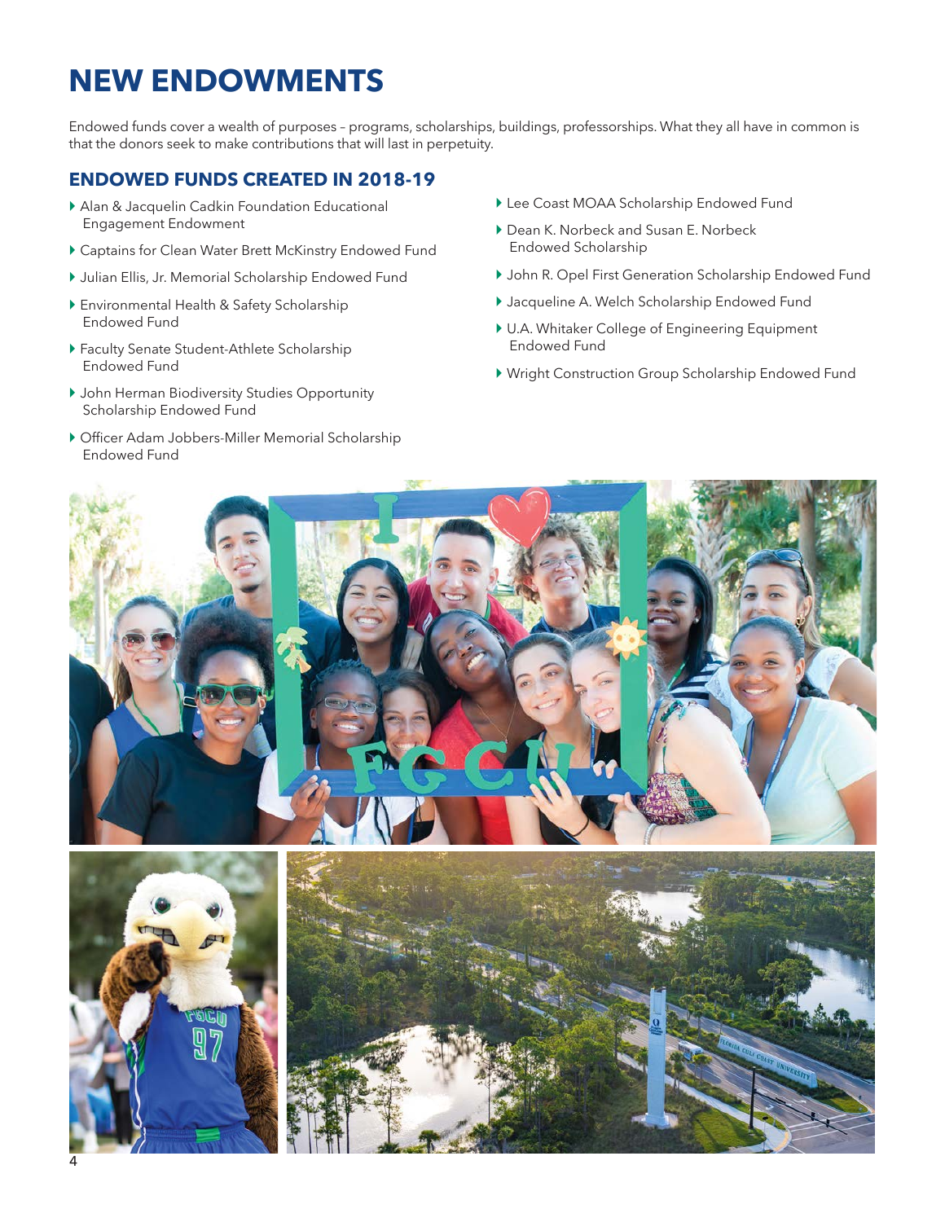# NEW ENDOWMENTS

Endowed funds cover a wealth of purposes – programs, scholarships, buildings, professorships. What they all have in common is that the donors seek to make contributions that will last in perpetuity.

## ENDOWED FUNDS CREATED IN 2018-19

- Alan & Jacquelin Cadkin Foundation Educational Engagement Endowment
- Captains for Clean Water Brett McKinstry Endowed Fund
- Julian Ellis, Jr. Memorial Scholarship Endowed Fund
- Environmental Health & Safety Scholarship Endowed Fund
- Faculty Senate Student-Athlete Scholarship Endowed Fund
- John Herman Biodiversity Studies Opportunity Scholarship Endowed Fund
- Officer Adam Jobbers-Miller Memorial Scholarship Endowed Fund
- Lee Coast MOAA Scholarship Endowed Fund
- Dean K. Norbeck and Susan E. Norbeck Endowed Scholarship
- John R. Opel First Generation Scholarship Endowed Fund
- Jacqueline A. Welch Scholarship Endowed Fund
- U.A. Whitaker College of Engineering Equipment Endowed Fund
- Wright Construction Group Scholarship Endowed Fund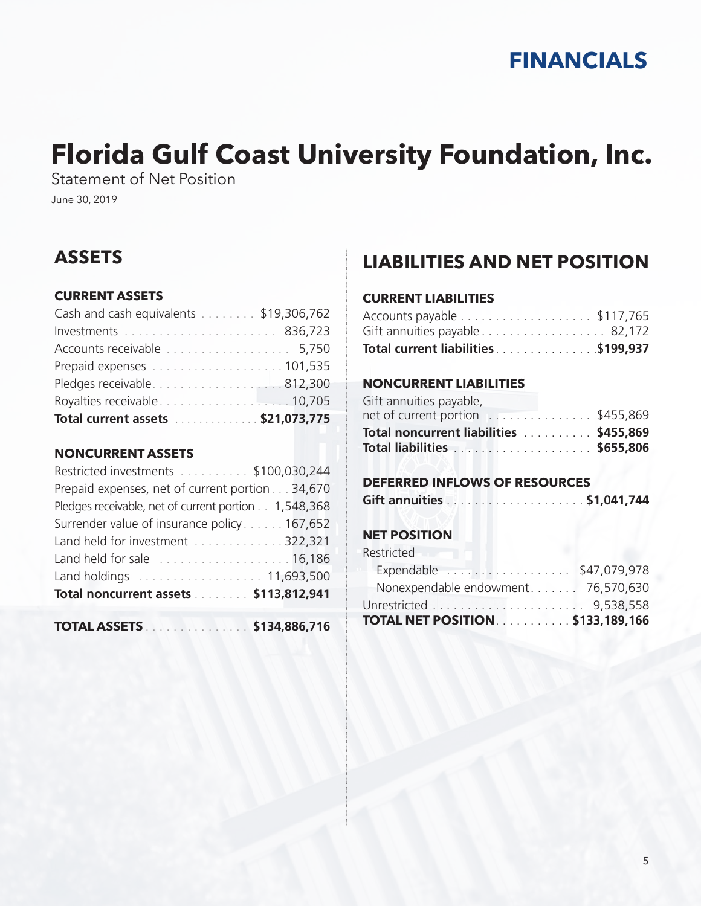# Florida Gulf Coast University Foundation, Inc.

Statement of Net Position

June 30, 2019

## ASSETS

### CURRENT ASSETS

| | |
|---|---|
| Cash and cash equivalents | $19,306,762 |
| Investments | 836,723 |
| Accounts receivable | 5,750 |
| Prepaid expenses | 101,535 |
| Pledges receivable | 812,300 |
| Royalties receivable | 10,705 |
| **Total current assets** | **$21,073,775** |

### NONCURRENT ASSETS

| | |
|---|---|
| Restricted investments | $100,030,244 |
| Prepaid expenses, net of current portion | 34,670 |
| Pledges receivable, net of current portion | 1,548,368 |
| Surrender value of insurance policy | 167,652 |
| Land held for investment | 322,321 |
| Land held for sale | 16,186 |
| Land holdings | 11,693,500 |
| **Total noncurrent assets** | **$113,812,941** |

| | |
|---|---|
| **TOTAL ASSETS** | **$134,886,716** |

## LIABILITIES AND NET POSITION

### CURRENT LIABILITIES

| | |
|---|---|
| Accounts payable | $117,765 |
| Gift annuities payable | 82,172 |
| **Total current liabilities** | **$199,937** |

### NONCURRENT LIABILITIES

| | |
|---|---|
| Gift annuities payable, net of current portion | $455,869 |
| **Total noncurrent liabilities** | **$455,869** |
| **Total liabilities** | **$655,806** |

### DEFERRED INFLOWS OF RESOURCES

| | |
|---|---|
| **Gift annuities** | **$1,041,744** |

### NET POSITION

| | |
|---|---|
| Restricted | |
| Expendable | $47,079,978 |
| Nonexpendable endowment | 76,570,630 |
| Unrestricted | 9,538,558 |
| **TOTAL NET POSITION** | **$133,189,166** |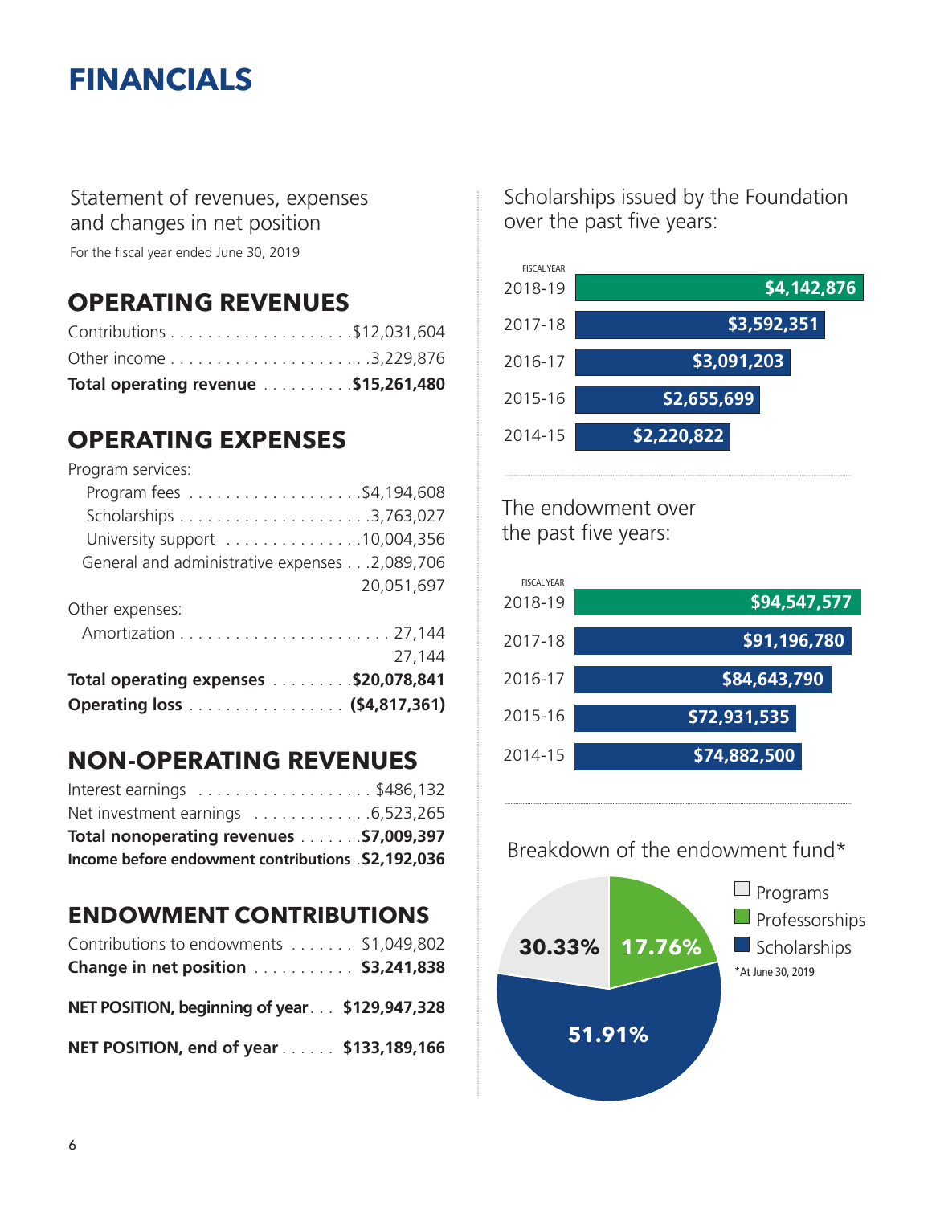# FINANCIALS

Statement of revenues, expenses and changes in net position

For the fiscal year ended June 30, 2019

## OPERATING REVENUES

| | |
|---|---|
| Contributions | $12,031,604 |
| Other income | 3,229,876 |
| **Total operating revenue** | **$15,261,480** |

## OPERATING EXPENSES

| | |
|---|---|
| Program services: | |
| Program fees | $4,194,608 |
| Scholarships | 3,763,027 |
| University support | 10,004,356 |
| General and administrative expenses | 2,089,706 |
| | 20,051,697 |
| Other expenses: | |
| Amortization | 27,144 |
| | 27,144 |
| **Total operating expenses** | **$20,078,841** |
| **Operating loss** | **($4,817,361)** |

## NON-OPERATING REVENUES

| | |
|---|---|
| Interest earnings | $486,132 |
| Net investment earnings | 6,523,265 |
| **Total nonoperating revenues** | **$7,009,397** |
| **Income before endowment contributions** | **$2,192,036** |

## ENDOWMENT CONTRIBUTIONS

| | |
|---|---|
| Contributions to endowments | $1,049,802 |
| **Change in net position** | **$3,241,838** |
| **NET POSITION, beginning of year** | **$129,947,328** |
| **NET POSITION, end of year** | **$133,189,166** |

Scholarships issued by the Foundation over the past five years:

FISCAL YEAR

2018-19 $4,142,876

2017-18 $3,592,351

2016-17 $3,091,203

2015-16 $2,655,699

2014-15 $2,220,822

The endowment over the past five years:

FISCAL YEAR

2018-19 $94,547,577

2017-18 $91,196,780

2016-17 $84,643,790

2015-16 $72,931,535

2014-15 $74,882,500

Breakdown of the endowment fund*

Programs 30.33%

Professorships 17.76%

Scholarships 51.91%

*At June 30, 2019